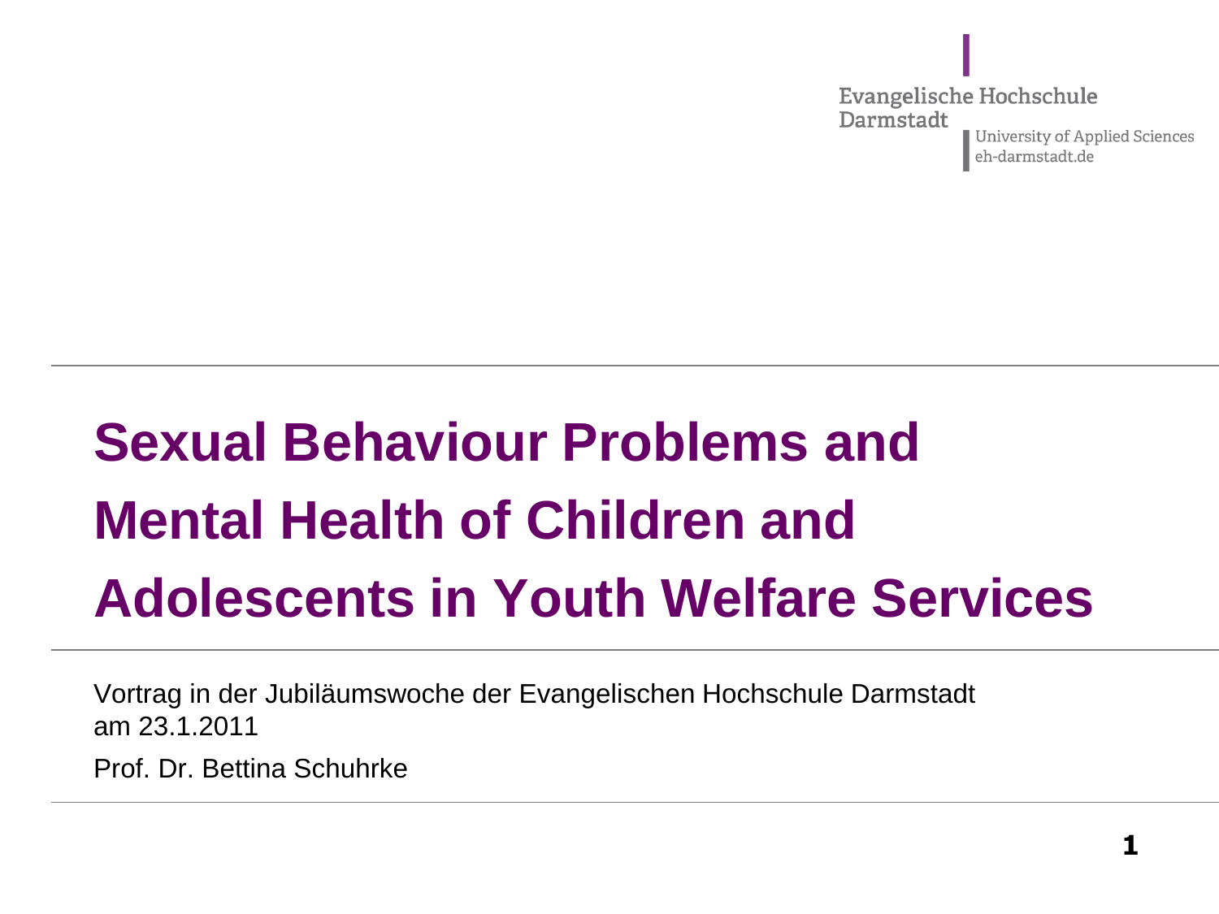Evangelische Hochschule Darmstadt

University of Applied Sciences
eh-darmstadt.de

# Sexual Behaviour Problems and Mental Health of Children and Adolescents in Youth Welfare Services

Vortrag in der Jubiläumswoche der Evangelischen Hochschule Darmstadt am 23.1.2011

Prof. Dr. Bettina Schuhrke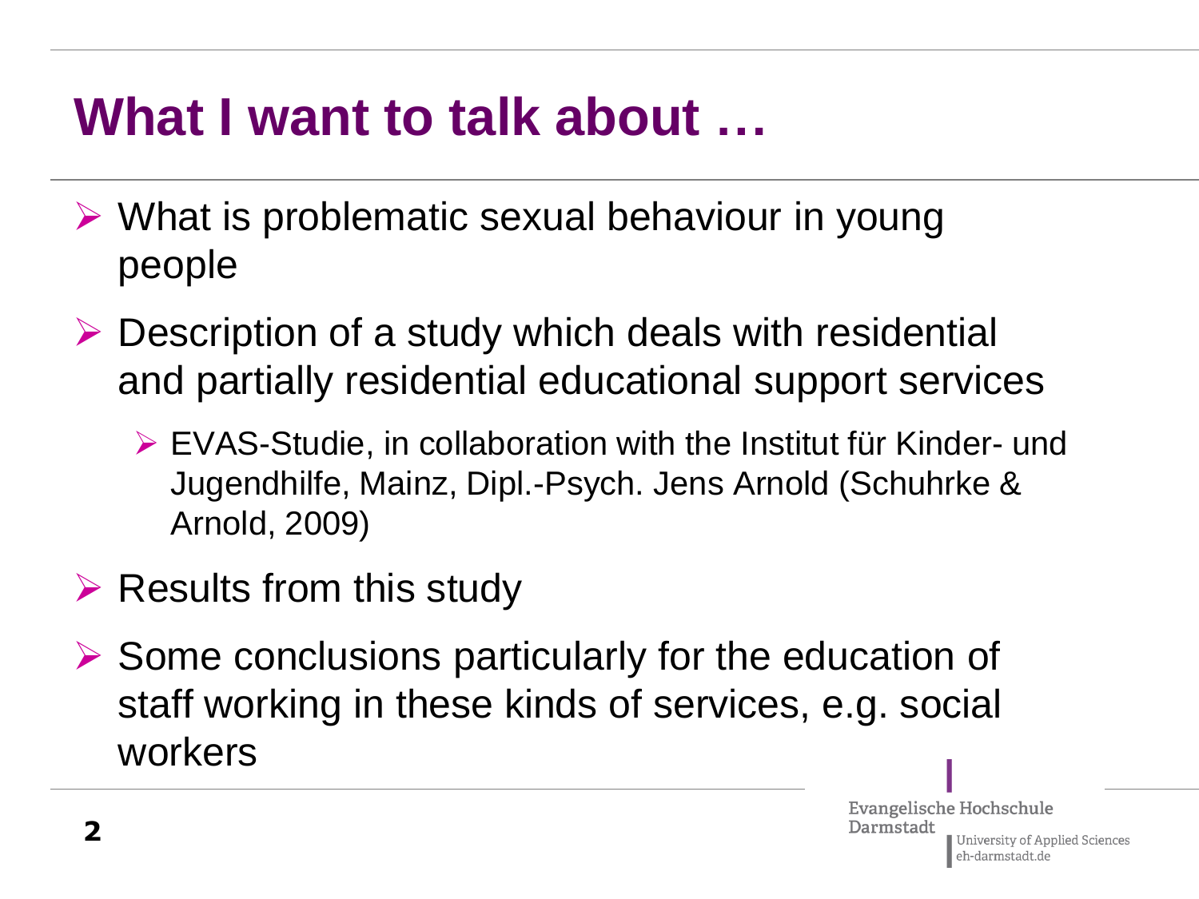# What I want to talk about …

- What is problematic sexual behaviour in young people
- Description of a study which deals with residential and partially residential educational support services
  - EVAS-Studie, in collaboration with the Institut für Kinder- und Jugendhilfe, Mainz, Dipl.-Psych. Jens Arnold (Schuhrke & Arnold, 2009)
- Results from this study
- Some conclusions particularly for the education of staff working in these kinds of services, e.g. social workers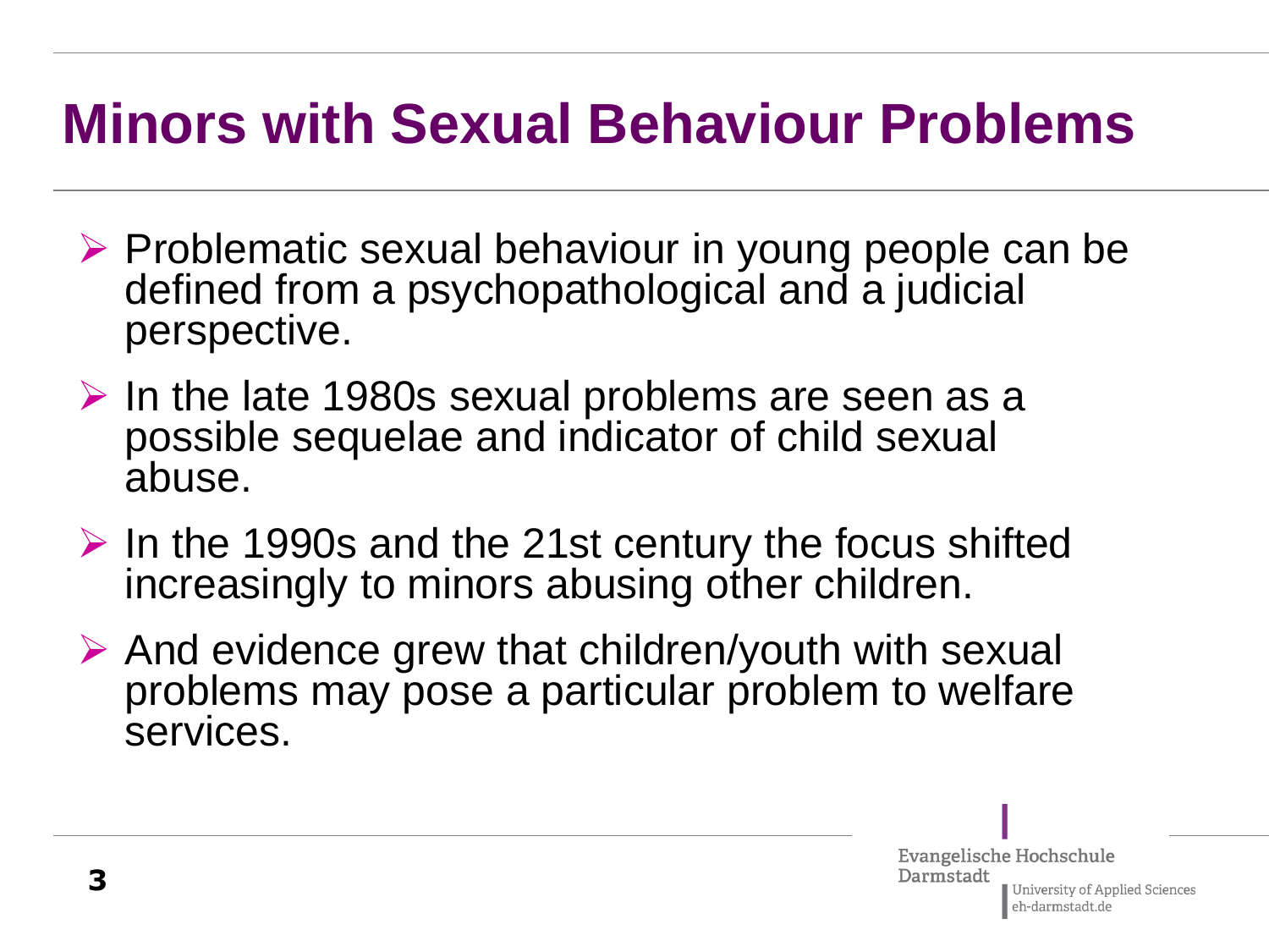# Minors with Sexual Behaviour Problems

- Problematic sexual behaviour in young people can be defined from a psychopathological and a judicial perspective.
- In the late 1980s sexual problems are seen as a possible sequelae and indicator of child sexual abuse.
- In the 1990s and the 21st century the focus shifted increasingly to minors abusing other children.
- And evidence grew that children/youth with sexual problems may pose a particular problem to welfare services.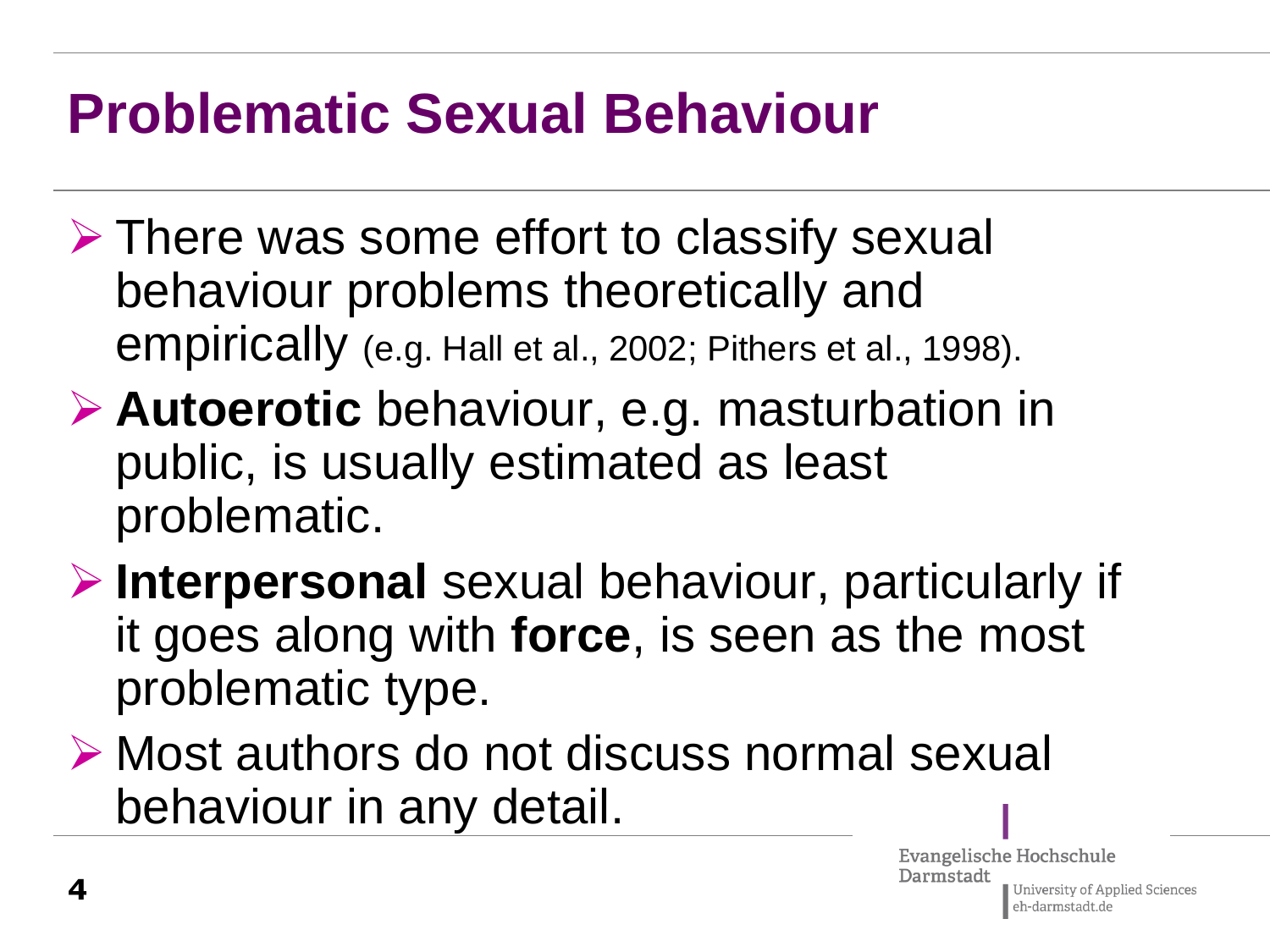# Problematic Sexual Behaviour

- There was some effort to classify sexual behaviour problems theoretically and empirically (e.g. Hall et al., 2002; Pithers et al., 1998).
- **Autoerotic** behaviour, e.g. masturbation in public, is usually estimated as least problematic.
- **Interpersonal** sexual behaviour, particularly if it goes along with **force**, is seen as the most problematic type.
- Most authors do not discuss normal sexual behaviour in any detail.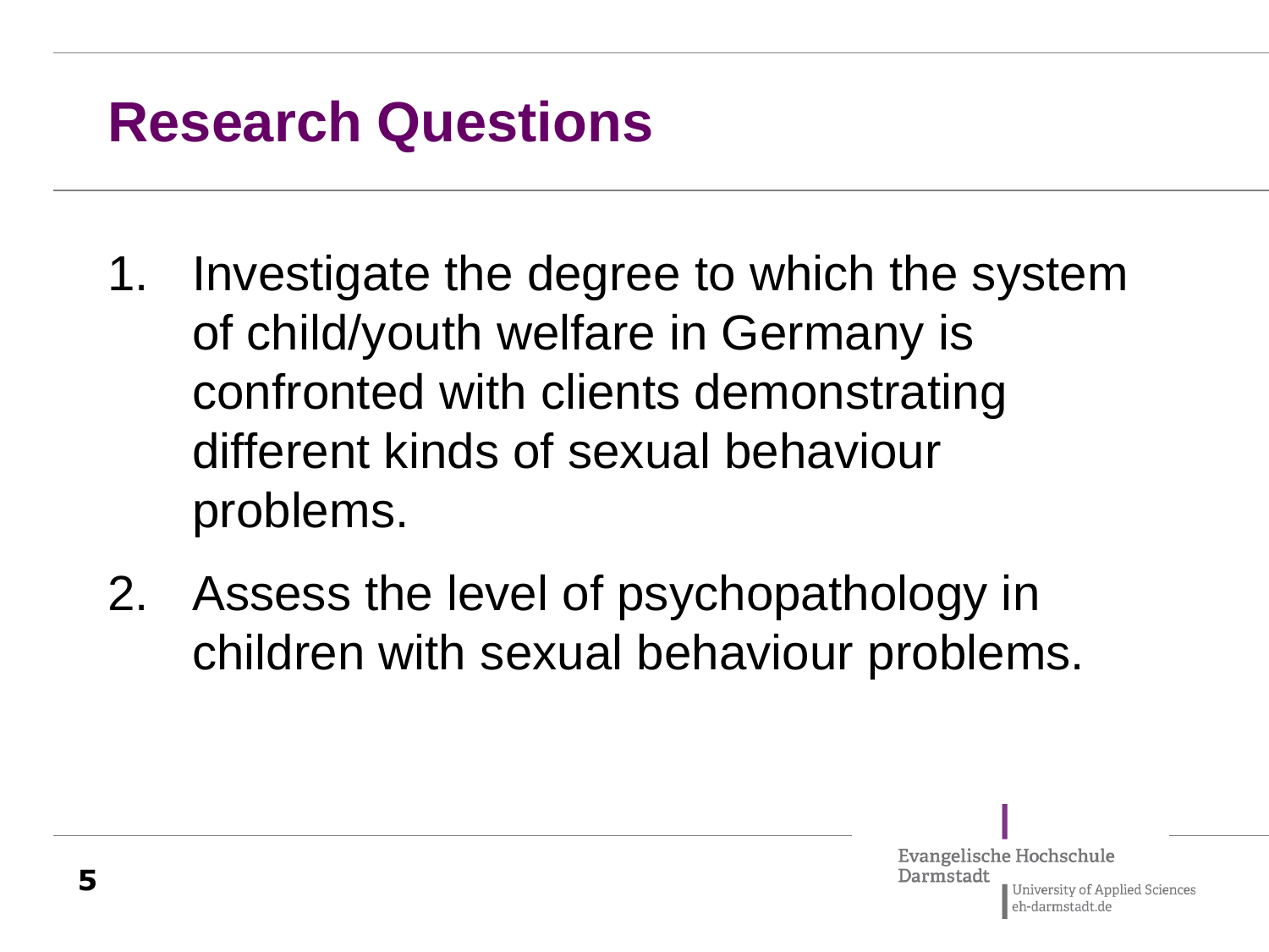# Research Questions

1. Investigate the degree to which the system of child/youth welfare in Germany is confronted with clients demonstrating different kinds of sexual behaviour problems.
2. Assess the level of psychopathology in children with sexual behaviour problems.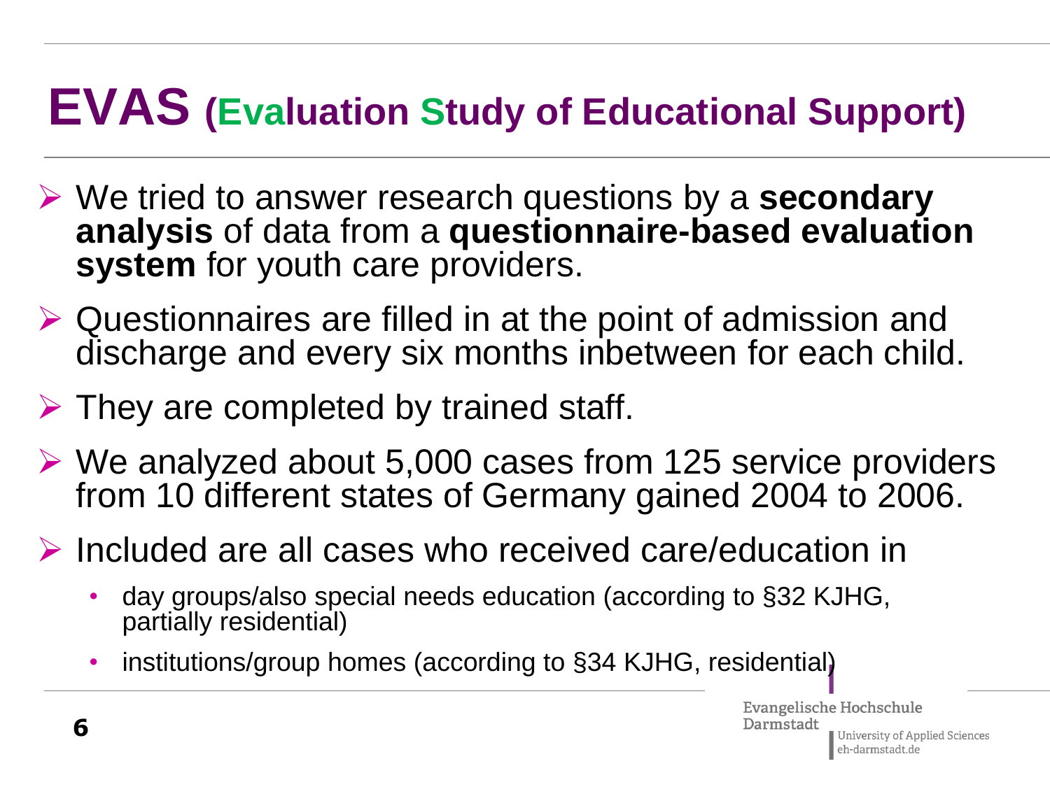# EVAS (Evaluation Study of Educational Support)

- We tried to answer research questions by a **secondary analysis** of data from a **questionnaire-based evaluation system** for youth care providers.
- Questionnaires are filled in at the point of admission and discharge and every six months inbetween for each child.
- They are completed by trained staff.
- We analyzed about 5,000 cases from 125 service providers from 10 different states of Germany gained 2004 to 2006.
- Included are all cases who received care/education in
  - day groups/also special needs education (according to §32 KJHG, partially residential)
  - institutions/group homes (according to §34 KJHG, residential)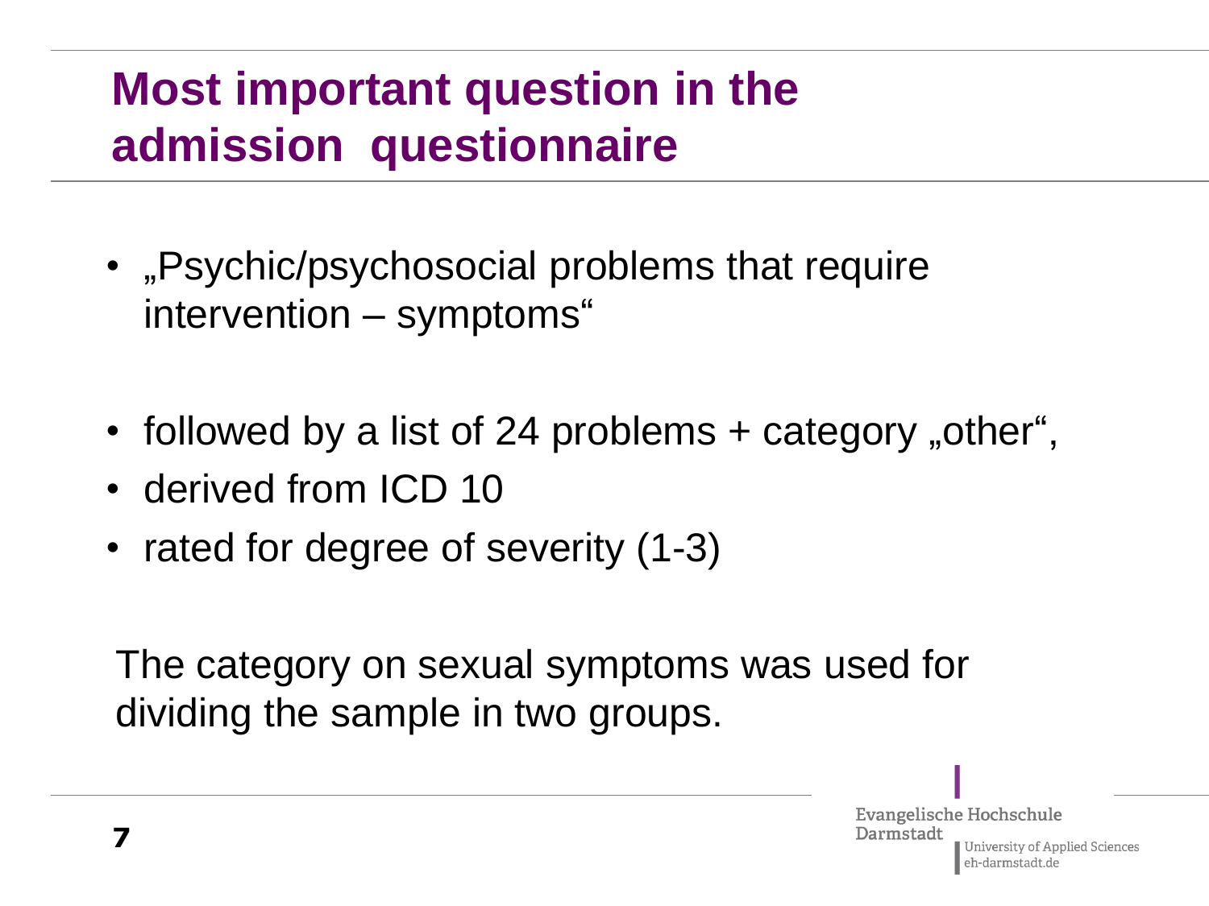# Most important question in the admission questionnaire

- „Psychic/psychosocial problems that require intervention – symptoms“

- followed by a list of 24 problems + category „other“,
- derived from ICD 10
- rated for degree of severity (1-3)

The category on sexual symptoms was used for dividing the sample in two groups.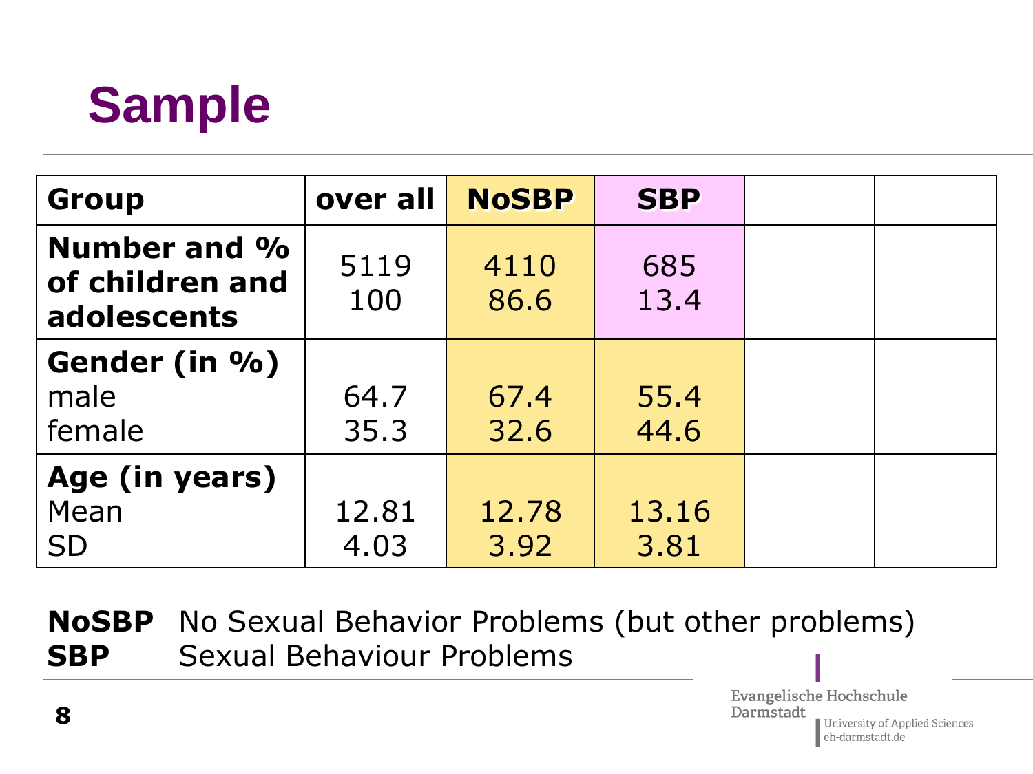# Sample

| Group | over all | NoSBP | SBP | | |
|---|---|---|---|---|---|
| **Number and % of children and adolescents** | 5119<br>100 | 4110<br>86.6 | 685<br>13.4 | | |
| **Gender (in %)**<br>male<br>female | <br>64.7<br>35.3 | <br>67.4<br>32.6 | <br>55.4<br>44.6 | | |
| **Age (in years)**<br>Mean<br>SD | <br>12.81<br>4.03 | <br>12.78<br>3.92 | <br>13.16<br>3.81 | | |

**NoSBP** No Sexual Behavior Problems (but other problems)
**SBP** Sexual Behaviour Problems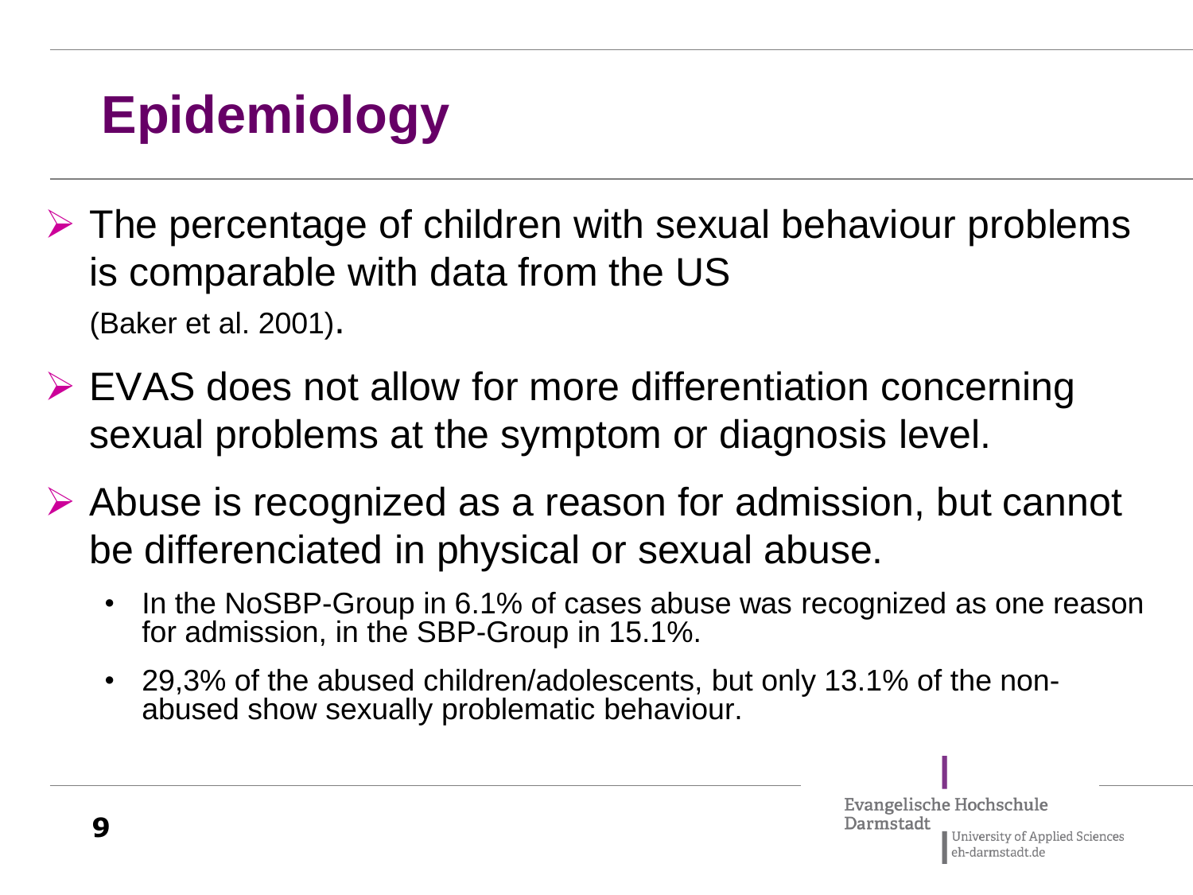# Epidemiology

- The percentage of children with sexual behaviour problems is comparable with data from the US (Baker et al. 2001).
- EVAS does not allow for more differentiation concerning sexual problems at the symptom or diagnosis level.
- Abuse is recognized as a reason for admission, but cannot be differenciated in physical or sexual abuse.
  - In the NoSBP-Group in 6.1% of cases abuse was recognized as one reason for admission, in the SBP-Group in 15.1%.
  - 29,3% of the abused children/adolescents, but only 13.1% of the non-abused show sexually problematic behaviour.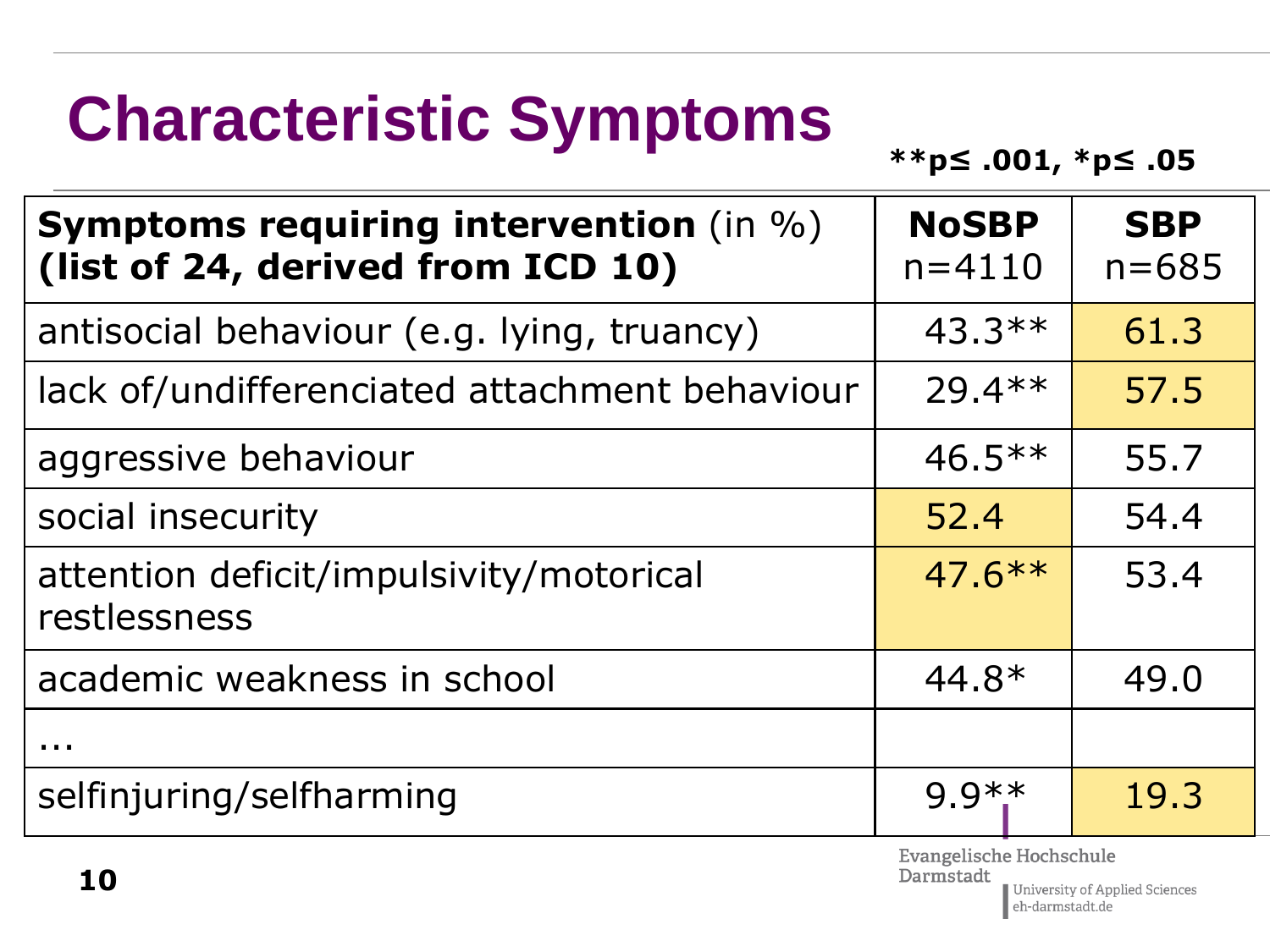# Characteristic Symptoms

**p≤ .001, *p≤ .05

| **Symptoms requiring intervention** (in %) **(list of 24, derived from ICD 10)** | **NoSBP** n=4110 | **SBP** n=685 |
|---|---|---|
| antisocial behaviour (e.g. lying, truancy) | 43.3** | 61.3 |
| lack of/undifferenciated attachment behaviour | 29.4** | 57.5 |
| aggressive behaviour | 46.5** | 55.7 |
| social insecurity | 52.4 | 54.4 |
| attention deficit/impulsivity/motorical restlessness | 47.6** | 53.4 |
| academic weakness in school | 44.8* | 49.0 |
| ... | | |
| selfinjuring/selfharming | 9.9** | 19.3 |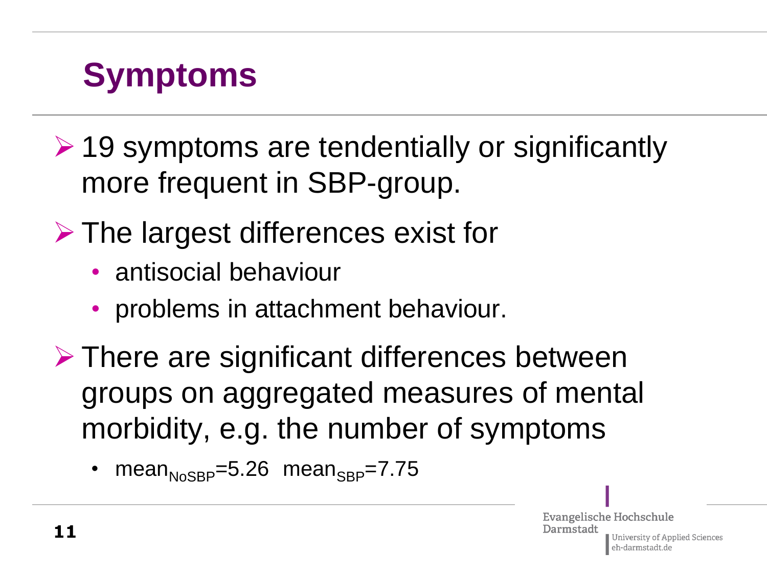# Symptoms

- 19 symptoms are tendentially or significantly more frequent in SBP-group.
- The largest differences exist for
  - antisocial behaviour
  - problems in attachment behaviour.
- There are significant differences between groups on aggregated measures of mental morbidity, e.g. the number of symptoms
  - $mean_{NoSBP}=5.26$ $mean_{SBP}=7.75$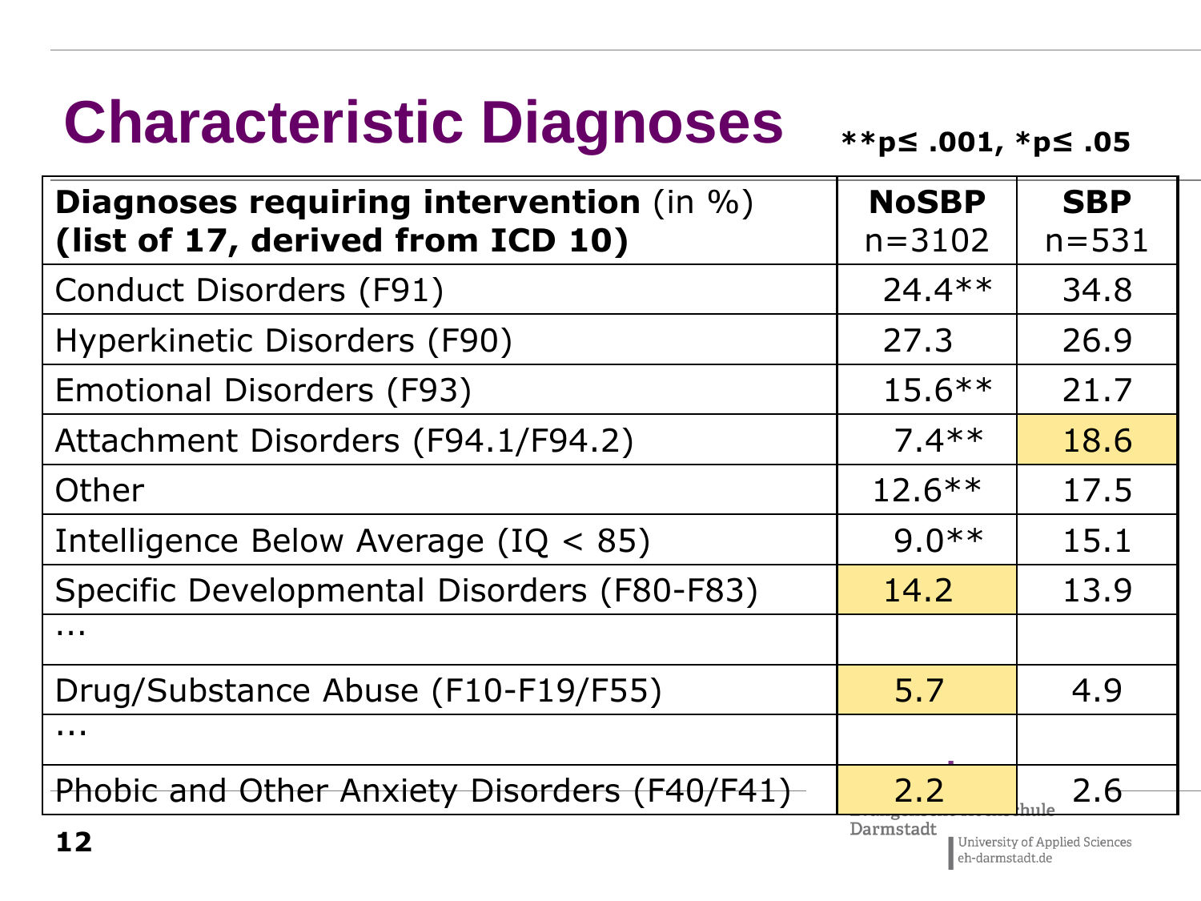# Characteristic Diagnoses

**$**p \leq .001$, $*p \leq .05$**

| **Diagnoses requiring intervention** (in %) **(list of 17, derived from ICD 10)** | **NoSBP** n=3102 | **SBP** n=531 |
|---|---|---|
| Conduct Disorders (F91) | 24.4** | 34.8 |
| Hyperkinetic Disorders (F90) | 27.3 | 26.9 |
| Emotional Disorders (F93) | 15.6** | 21.7 |
| Attachment Disorders (F94.1/F94.2) | 7.4** | 18.6 |
| Other | 12.6** | 17.5 |
| Intelligence Below Average (IQ < 85) | 9.0** | 15.1 |
| Specific Developmental Disorders (F80-F83) | 14.2 | 13.9 |
| ... | | |
| Drug/Substance Abuse (F10-F19/F55) | 5.7 | 4.9 |
| ... | | |
| Phobic and Other Anxiety Disorders (F40/F41) | 2.2 | 2.6 |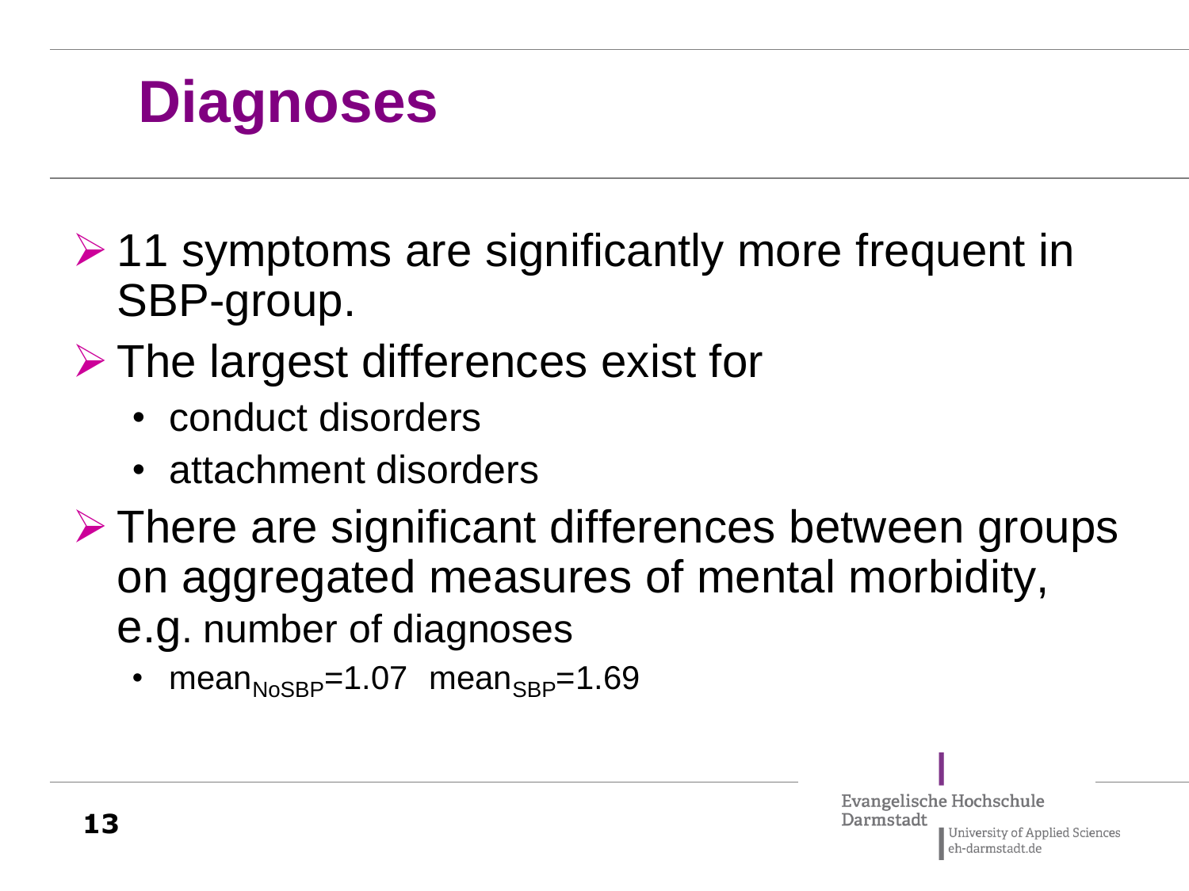# Diagnoses

- 11 symptoms are significantly more frequent in SBP-group.
- The largest differences exist for
  - conduct disorders
  - attachment disorders
- There are significant differences between groups on aggregated measures of mental morbidity, e.g. number of diagnoses
  - $mean_{NoSBP}=1.07$  $mean_{SBP}=1.69$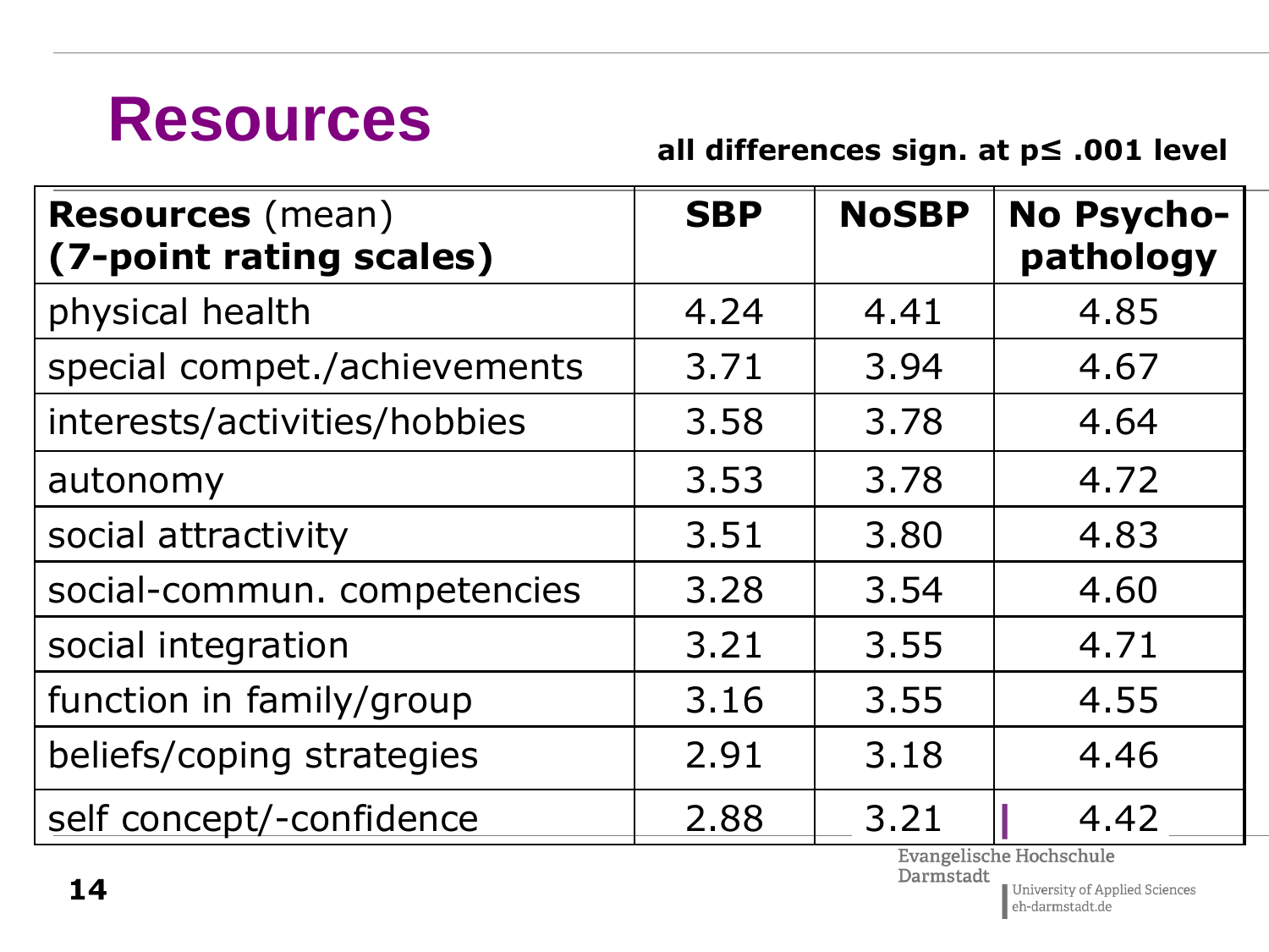# Resources

**all differences sign. at $p \leq .001$ level**

| **Resources** (mean) **(7-point rating scales)** | **SBP** | **NoSBP** | **No Psycho-pathology** |
|---|---|---|---|
| physical health | 4.24 | 4.41 | 4.85 |
| special compet./achievements | 3.71 | 3.94 | 4.67 |
| interests/activities/hobbies | 3.58 | 3.78 | 4.64 |
| autonomy | 3.53 | 3.78 | 4.72 |
| social attractivity | 3.51 | 3.80 | 4.83 |
| social-commun. competencies | 3.28 | 3.54 | 4.60 |
| social integration | 3.21 | 3.55 | 4.71 |
| function in family/group | 3.16 | 3.55 | 4.55 |
| beliefs/coping strategies | 2.91 | 3.18 | 4.46 |
| self concept/-confidence | 2.88 | 3.21 | 4.42 |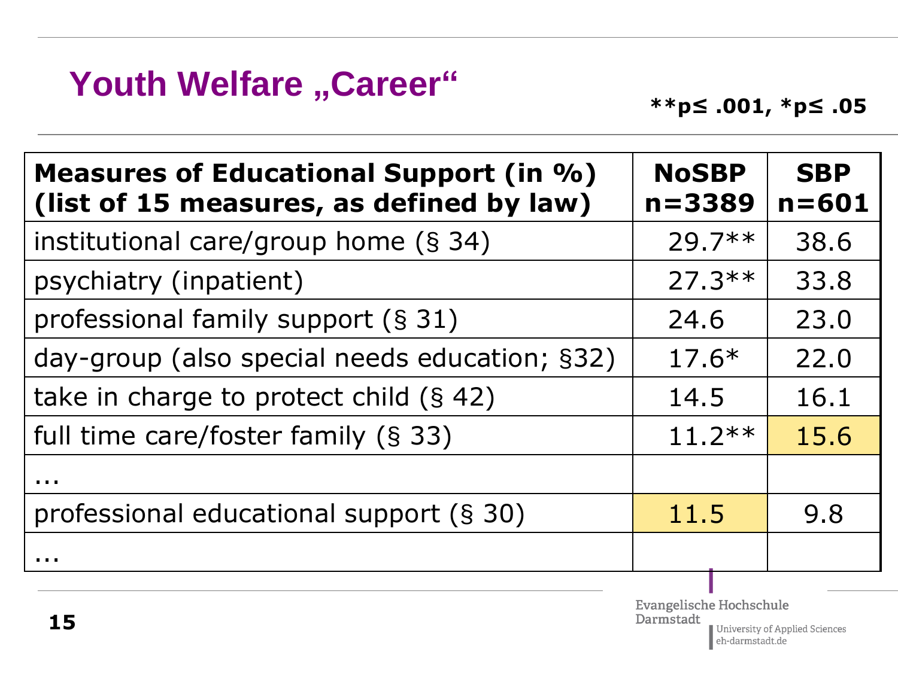# Youth Welfare „Career“

**$^{**}p \leq .001$, $^{*}p \leq .05$**

| Measures of Educational Support (in %) (list of 15 measures, as defined by law) | NoSBP n=3389 | SBP n=601 |
|---|---|---|
| institutional care/group home (§ 34) | 29.7** | 38.6 |
| psychiatry (inpatient) | 27.3** | 33.8 |
| professional family support (§ 31) | 24.6 | 23.0 |
| day-group (also special needs education; §32) | 17.6* | 22.0 |
| take in charge to protect child (§ 42) | 14.5 | 16.1 |
| full time care/foster family (§ 33) | 11.2** | 15.6 |
| ... | | |
| professional educational support (§ 30) | 11.5 | 9.8 |
| ... | | |

Evangelische Hochschule Darmstadt
University of Applied Sciences
eh-darmstadt.de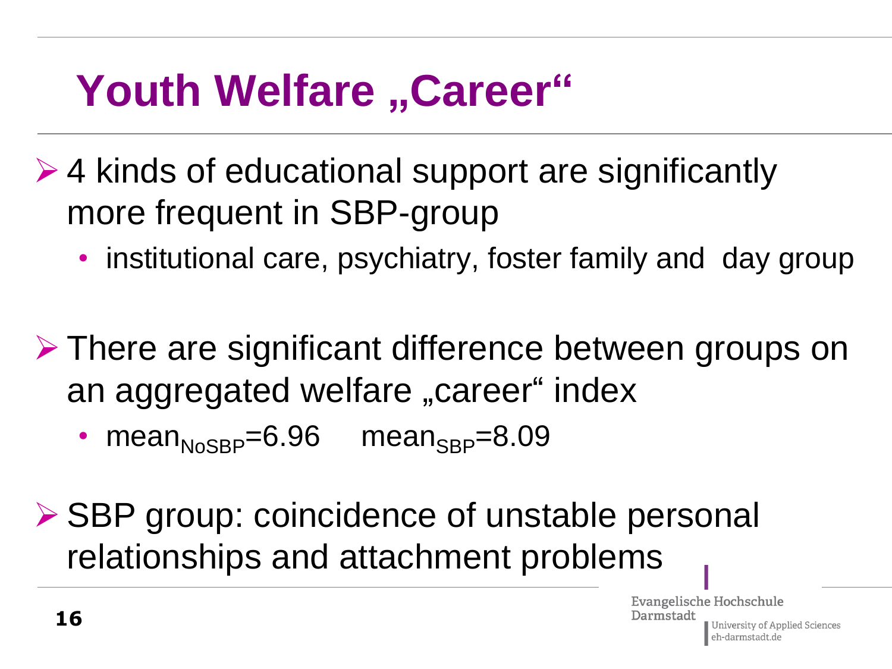# Youth Welfare „Career“

- 4 kinds of educational support are significantly more frequent in SBP-group
  - institutional care, psychiatry, foster family and day group
- There are significant difference between groups on an aggregated welfare „career“ index
  - $mean_{NoSBP}$=6.96 $mean_{SBP}$=8.09
- SBP group: coincidence of unstable personal relationships and attachment problems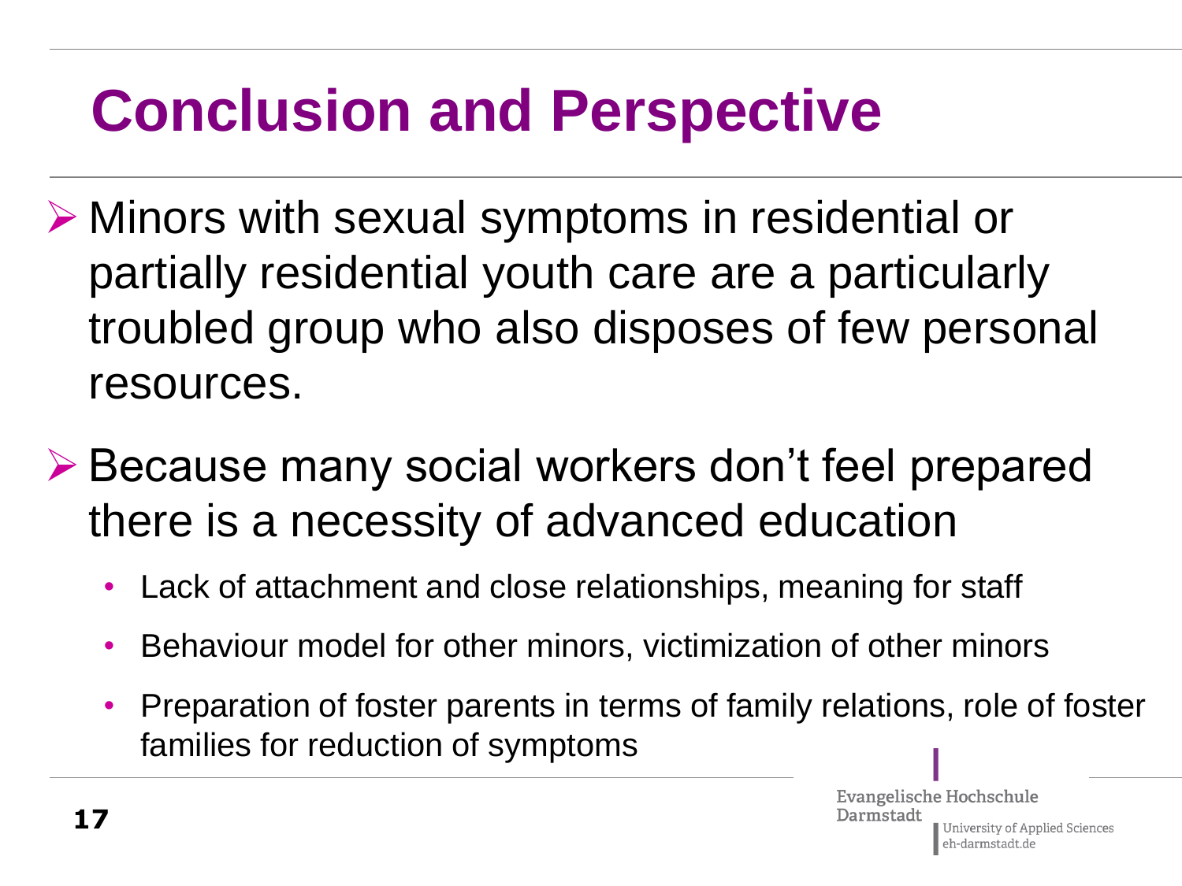# Conclusion and Perspective

- Minors with sexual symptoms in residential or partially residential youth care are a particularly troubled group who also disposes of few personal resources.
- Because many social workers don't feel prepared there is a necessity of advanced education
  - Lack of attachment and close relationships, meaning for staff
  - Behaviour model for other minors, victimization of other minors
  - Preparation of foster parents in terms of family relations, role of foster families for reduction of symptoms